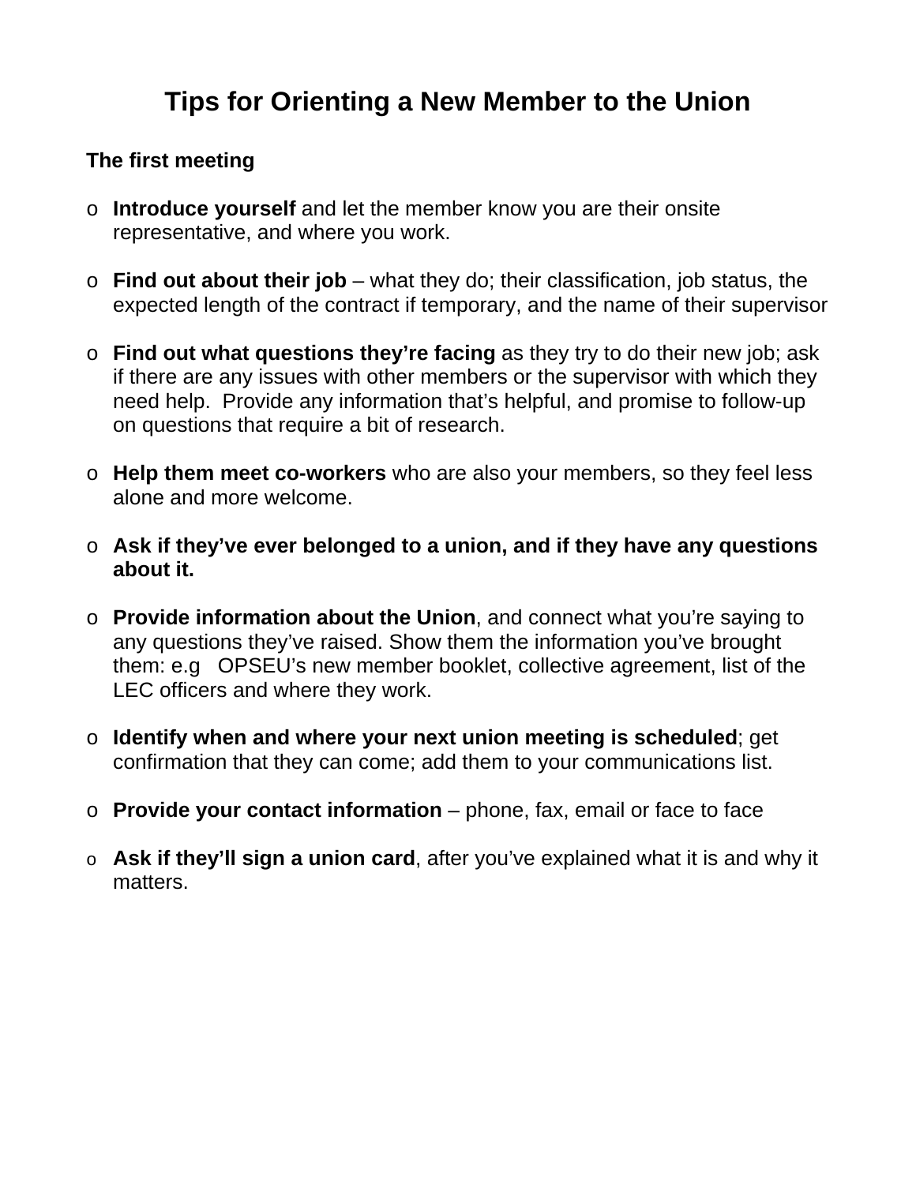# Tips for Orienting a New Member to the Union

## The first meeting

- **Introduce yourself** and let the member know you are their onsite representative, and where you work.

- **Find out about their job** – what they do; their classification, job status, the expected length of the contract if temporary, and the name of their supervisor

- **Find out what questions they're facing** as they try to do their new job; ask if there are any issues with other members or the supervisor with which they need help. Provide any information that's helpful, and promise to follow-up on questions that require a bit of research.

- **Help them meet co-workers** who are also your members, so they feel less alone and more welcome.

- **Ask if they've ever belonged to a union, and if they have any questions about it.**

- **Provide information about the Union**, and connect what you're saying to any questions they've raised. Show them the information you've brought them: e.g OPSEU's new member booklet, collective agreement, list of the LEC officers and where they work.

- **Identify when and where your next union meeting is scheduled**; get confirmation that they can come; add them to your communications list.

- **Provide your contact information** – phone, fax, email or face to face

- **Ask if they'll sign a union card**, after you've explained what it is and why it matters.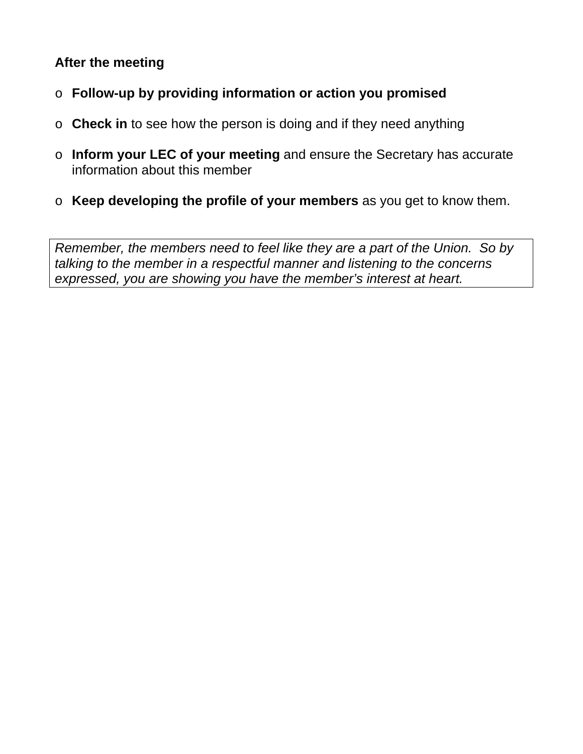**After the meeting**

- **Follow-up by providing information or action you promised**
- **Check in** to see how the person is doing and if they need anything
- **Inform your LEC of your meeting** and ensure the Secretary has accurate information about this member
- **Keep developing the profile of your members** as you get to know them.

*Remember, the members need to feel like they are a part of the Union. So by talking to the member in a respectful manner and listening to the concerns expressed, you are showing you have the member's interest at heart.*